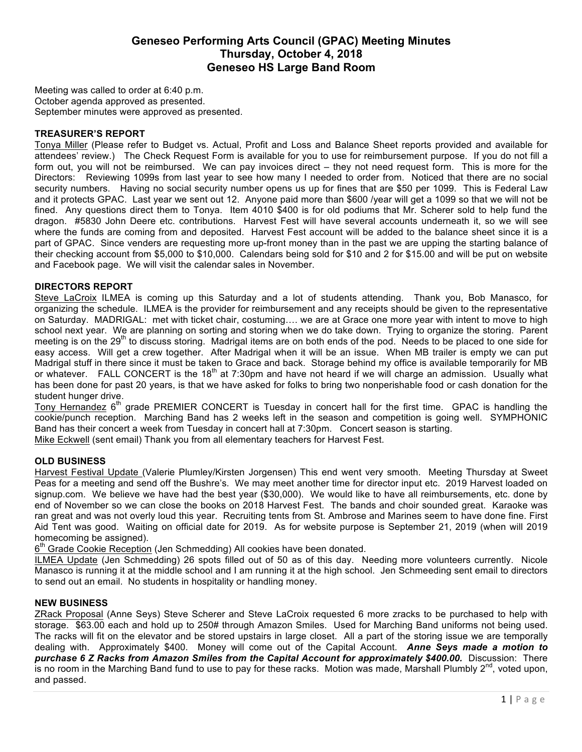# Geneseo Performing Arts Council (GPAC) Meeting Minutes
## Thursday, October 4, 2018
## Geneseo HS Large Band Room

Meeting was called to order at 6:40 p.m.
October agenda approved as presented.
September minutes were approved as presented.

**TREASURER'S REPORT**

Tonya Miller (Please refer to Budget vs. Actual, Profit and Loss and Balance Sheet reports provided and available for attendees' review.) The Check Request Form is available for you to use for reimbursement purpose. If you do not fill a form out, you will not be reimbursed. We can pay invoices direct – they not need request form. This is more for the Directors: Reviewing 1099s from last year to see how many I needed to order from. Noticed that there are no social security numbers. Having no social security number opens us up for fines that are $50 per 1099. This is Federal Law and it protects GPAC. Last year we sent out 12. Anyone paid more than $600 /year will get a 1099 so that we will not be fined. Any questions direct them to Tonya. Item 4010 $400 is for old podiums that Mr. Scherer sold to help fund the dragon. #5830 John Deere etc. contributions. Harvest Fest will have several accounts underneath it, so we will see where the funds are coming from and deposited. Harvest Fest account will be added to the balance sheet since it is a part of GPAC. Since venders are requesting more up-front money than in the past we are upping the starting balance of their checking account from $5,000 to $10,000. Calendars being sold for $10 and 2 for $15.00 and will be put on website and Facebook page. We will visit the calendar sales in November.

**DIRECTORS REPORT**

Steve LaCroix ILMEA is coming up this Saturday and a lot of students attending. Thank you, Bob Manasco, for organizing the schedule. ILMEA is the provider for reimbursement and any receipts should be given to the representative on Saturday. MADRIGAL: met with ticket chair, costuming…. we are at Grace one more year with intent to move to high school next year. We are planning on sorting and storing when we do take down. Trying to organize the storing. Parent meeting is on the 29th to discuss storing. Madrigal items are on both ends of the pod. Needs to be placed to one side for easy access. Will get a crew together. After Madrigal when it will be an issue. When MB trailer is empty we can put Madrigal stuff in there since it must be taken to Grace and back. Storage behind my office is available temporarily for MB or whatever. FALL CONCERT is the 18th at 7:30pm and have not heard if we will charge an admission. Usually what has been done for past 20 years, is that we have asked for folks to bring two nonperishable food or cash donation for the student hunger drive.

Tony Hernandez 6th grade PREMIER CONCERT is Tuesday in concert hall for the first time. GPAC is handling the cookie/punch reception. Marching Band has 2 weeks left in the season and competition is going well. SYMPHONIC Band has their concert a week from Tuesday in concert hall at 7:30pm. Concert season is starting.

Mike Eckwell (sent email) Thank you from all elementary teachers for Harvest Fest.

**OLD BUSINESS**

Harvest Festival Update (Valerie Plumley/Kirsten Jorgensen) This end went very smooth. Meeting Thursday at Sweet Peas for a meeting and send off the Bushre's. We may meet another time for director input etc. 2019 Harvest loaded on signup.com. We believe we have had the best year ($30,000). We would like to have all reimbursements, etc. done by end of November so we can close the books on 2018 Harvest Fest. The bands and choir sounded great. Karaoke was ran great and was not overly loud this year. Recruiting tents from St. Ambrose and Marines seem to have done fine. First Aid Tent was good. Waiting on official date for 2019. As for website purpose is September 21, 2019 (when will 2019 homecoming be assigned).

6th Grade Cookie Reception (Jen Schmedding) All cookies have been donated.

ILMEA Update (Jen Schmedding) 26 spots filled out of 50 as of this day. Needing more volunteers currently. Nicole Manasco is running it at the middle school and I am running it at the high school. Jen Schmeeding sent email to directors to send out an email. No students in hospitality or handling money.

**NEW BUSINESS**

ZRack Proposal (Anne Seys) Steve Scherer and Steve LaCroix requested 6 more zracks to be purchased to help with storage. $63.00 each and hold up to 250# through Amazon Smiles. Used for Marching Band uniforms not being used. The racks will fit on the elevator and be stored upstairs in large closet. All a part of the storing issue we are temporally dealing with. Approximately $400. Money will come out of the Capital Account. ***Anne Seys made a motion to purchase 6 Z Racks from Amazon Smiles from the Capital Account for approximately $400.00.*** Discussion: There is no room in the Marching Band fund to use to pay for these racks. Motion was made, Marshall Plumbly 2nd, voted upon, and passed.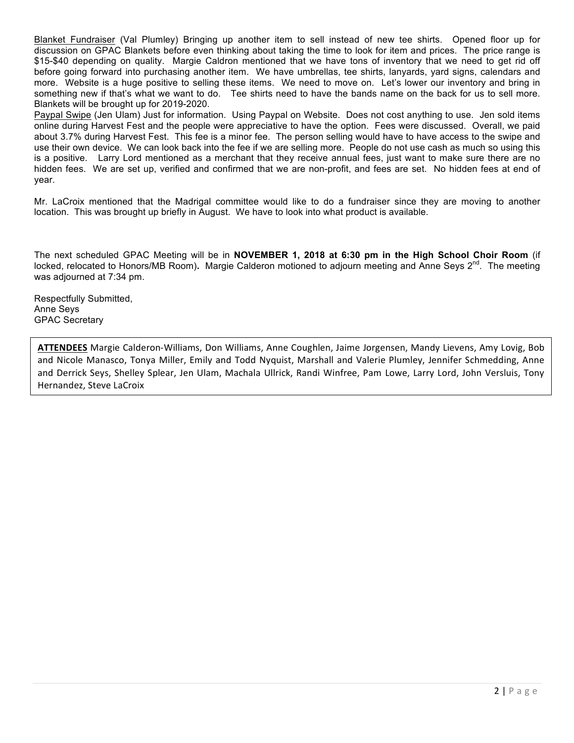Blanket Fundraiser (Val Plumley) Bringing up another item to sell instead of new tee shirts. Opened floor up for discussion on GPAC Blankets before even thinking about taking the time to look for item and prices. The price range is $15-$40 depending on quality. Margie Caldron mentioned that we have tons of inventory that we need to get rid off before going forward into purchasing another item. We have umbrellas, tee shirts, lanyards, yard signs, calendars and more. Website is a huge positive to selling these items. We need to move on. Let's lower our inventory and bring in something new if that's what we want to do. Tee shirts need to have the bands name on the back for us to sell more. Blankets will be brought up for 2019-2020.

Paypal Swipe (Jen Ulam) Just for information. Using Paypal on Website. Does not cost anything to use. Jen sold items online during Harvest Fest and the people were appreciative to have the option. Fees were discussed. Overall, we paid about 3.7% during Harvest Fest. This fee is a minor fee. The person selling would have to have access to the swipe and use their own device. We can look back into the fee if we are selling more. People do not use cash as much so using this is a positive. Larry Lord mentioned as a merchant that they receive annual fees, just want to make sure there are no hidden fees. We are set up, verified and confirmed that we are non-profit, and fees are set. No hidden fees at end of year.

Mr. LaCroix mentioned that the Madrigal committee would like to do a fundraiser since they are moving to another location. This was brought up briefly in August. We have to look into what product is available.

The next scheduled GPAC Meeting will be in **NOVEMBER 1, 2018 at 6:30 pm in the High School Choir Room** (if locked, relocated to Honors/MB Room). Margie Calderon motioned to adjourn meeting and Anne Seys 2nd. The meeting was adjourned at 7:34 pm.

Respectfully Submitted,
Anne Seys
GPAC Secretary

**ATTENDEES** Margie Calderon-Williams, Don Williams, Anne Coughlen, Jaime Jorgensen, Mandy Lievens, Amy Lovig, Bob and Nicole Manasco, Tonya Miller, Emily and Todd Nyquist, Marshall and Valerie Plumley, Jennifer Schmedding, Anne and Derrick Seys, Shelley Splear, Jen Ulam, Machala Ullrick, Randi Winfree, Pam Lowe, Larry Lord, John Versluis, Tony Hernandez, Steve LaCroix